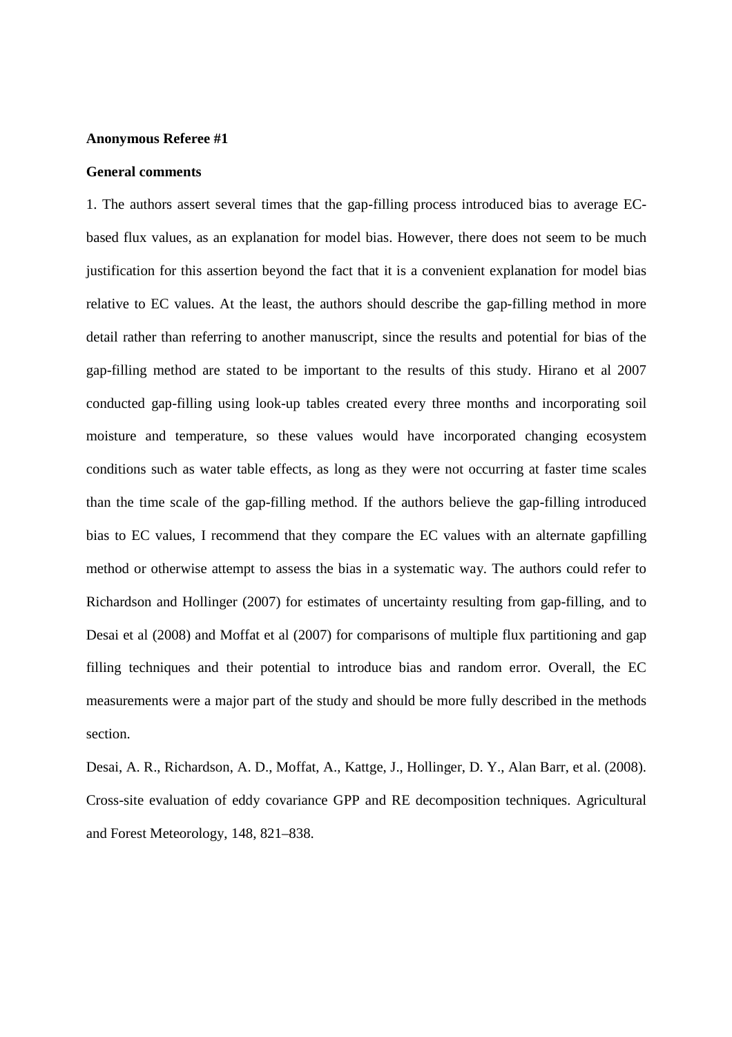**Anonymous Referee #1**

**General comments**

1. The authors assert several times that the gap-filling process introduced bias to average EC-based flux values, as an explanation for model bias. However, there does not seem to be much justification for this assertion beyond the fact that it is a convenient explanation for model bias relative to EC values. At the least, the authors should describe the gap-filling method in more detail rather than referring to another manuscript, since the results and potential for bias of the gap-filling method are stated to be important to the results of this study. Hirano et al 2007 conducted gap-filling using look-up tables created every three months and incorporating soil moisture and temperature, so these values would have incorporated changing ecosystem conditions such as water table effects, as long as they were not occurring at faster time scales than the time scale of the gap-filling method. If the authors believe the gap-filling introduced bias to EC values, I recommend that they compare the EC values with an alternate gapfilling method or otherwise attempt to assess the bias in a systematic way. The authors could refer to Richardson and Hollinger (2007) for estimates of uncertainty resulting from gap-filling, and to Desai et al (2008) and Moffat et al (2007) for comparisons of multiple flux partitioning and gap filling techniques and their potential to introduce bias and random error. Overall, the EC measurements were a major part of the study and should be more fully described in the methods section.

Desai, A. R., Richardson, A. D., Moffat, A., Kattge, J., Hollinger, D. Y., Alan Barr, et al. (2008). Cross-site evaluation of eddy covariance GPP and RE decomposition techniques. Agricultural and Forest Meteorology, 148, 821–838.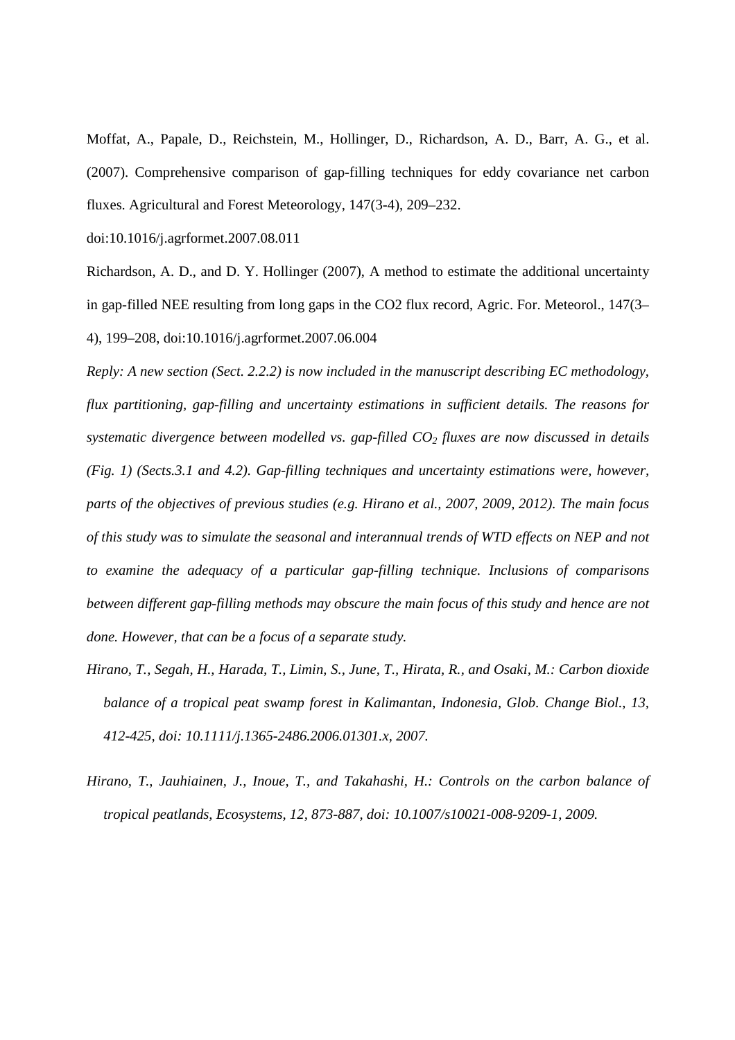Moffat, A., Papale, D., Reichstein, M., Hollinger, D., Richardson, A. D., Barr, A. G., et al. (2007). Comprehensive comparison of gap-filling techniques for eddy covariance net carbon fluxes. Agricultural and Forest Meteorology, 147(3-4), 209–232. doi:10.1016/j.agrformet.2007.08.011

Richardson, A. D., and D. Y. Hollinger (2007), A method to estimate the additional uncertainty in gap-filled NEE resulting from long gaps in the CO2 flux record, Agric. For. Meteorol., 147(3–4), 199–208, doi:10.1016/j.agrformet.2007.06.004

*Reply: A new section (Sect. 2.2.2) is now included in the manuscript describing EC methodology, flux partitioning, gap-filling and uncertainty estimations in sufficient details. The reasons for systematic divergence between modelled vs. gap-filled $CO_2$ fluxes are now discussed in details (Fig. 1) (Sects.3.1 and 4.2). Gap-filling techniques and uncertainty estimations were, however, parts of the objectives of previous studies (e.g. Hirano et al., 2007, 2009, 2012). The main focus of this study was to simulate the seasonal and interannual trends of WTD effects on NEP and not to examine the adequacy of a particular gap-filling technique. Inclusions of comparisons between different gap-filling methods may obscure the main focus of this study and hence are not done. However, that can be a focus of a separate study.*

*Hirano, T., Segah, H., Harada, T., Limin, S., June, T., Hirata, R., and Osaki, M.: Carbon dioxide balance of a tropical peat swamp forest in Kalimantan, Indonesia, Glob. Change Biol., 13, 412-425, doi: 10.1111/j.1365-2486.2006.01301.x, 2007.*

*Hirano, T., Jauhiainen, J., Inoue, T., and Takahashi, H.: Controls on the carbon balance of tropical peatlands, Ecosystems, 12, 873-887, doi: 10.1007/s10021-008-9209-1, 2009.*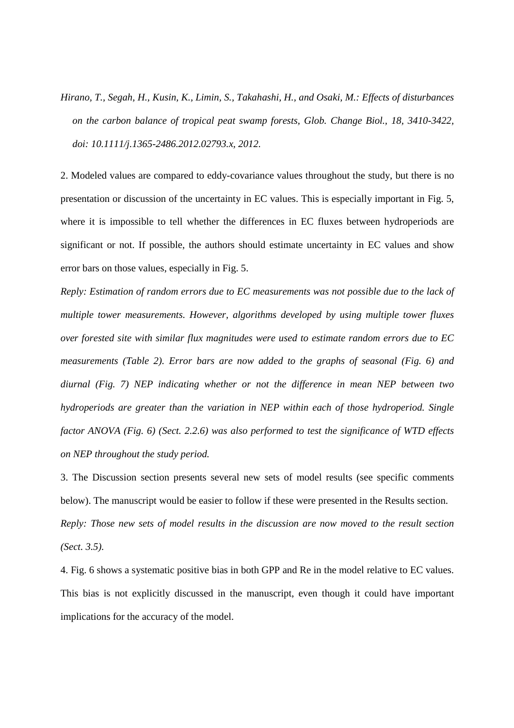*Hirano, T., Segah, H., Kusin, K., Limin, S., Takahashi, H., and Osaki, M.: Effects of disturbances on the carbon balance of tropical peat swamp forests, Glob. Change Biol., 18, 3410-3422, doi: 10.1111/j.1365-2486.2012.02793.x, 2012.*

2. Modeled values are compared to eddy-covariance values throughout the study, but there is no presentation or discussion of the uncertainty in EC values. This is especially important in Fig. 5, where it is impossible to tell whether the differences in EC fluxes between hydroperiods are significant or not. If possible, the authors should estimate uncertainty in EC values and show error bars on those values, especially in Fig. 5.

*Reply: Estimation of random errors due to EC measurements was not possible due to the lack of multiple tower measurements. However, algorithms developed by using multiple tower fluxes over forested site with similar flux magnitudes were used to estimate random errors due to EC measurements (Table 2). Error bars are now added to the graphs of seasonal (Fig. 6) and diurnal (Fig. 7) NEP indicating whether or not the difference in mean NEP between two hydroperiods are greater than the variation in NEP within each of those hydroperiod. Single factor ANOVA (Fig. 6) (Sect. 2.2.6) was also performed to test the significance of WTD effects on NEP throughout the study period.*

3. The Discussion section presents several new sets of model results (see specific comments below). The manuscript would be easier to follow if these were presented in the Results section.

*Reply: Those new sets of model results in the discussion are now moved to the result section (Sect. 3.5).*

4. Fig. 6 shows a systematic positive bias in both GPP and Re in the model relative to EC values. This bias is not explicitly discussed in the manuscript, even though it could have important implications for the accuracy of the model.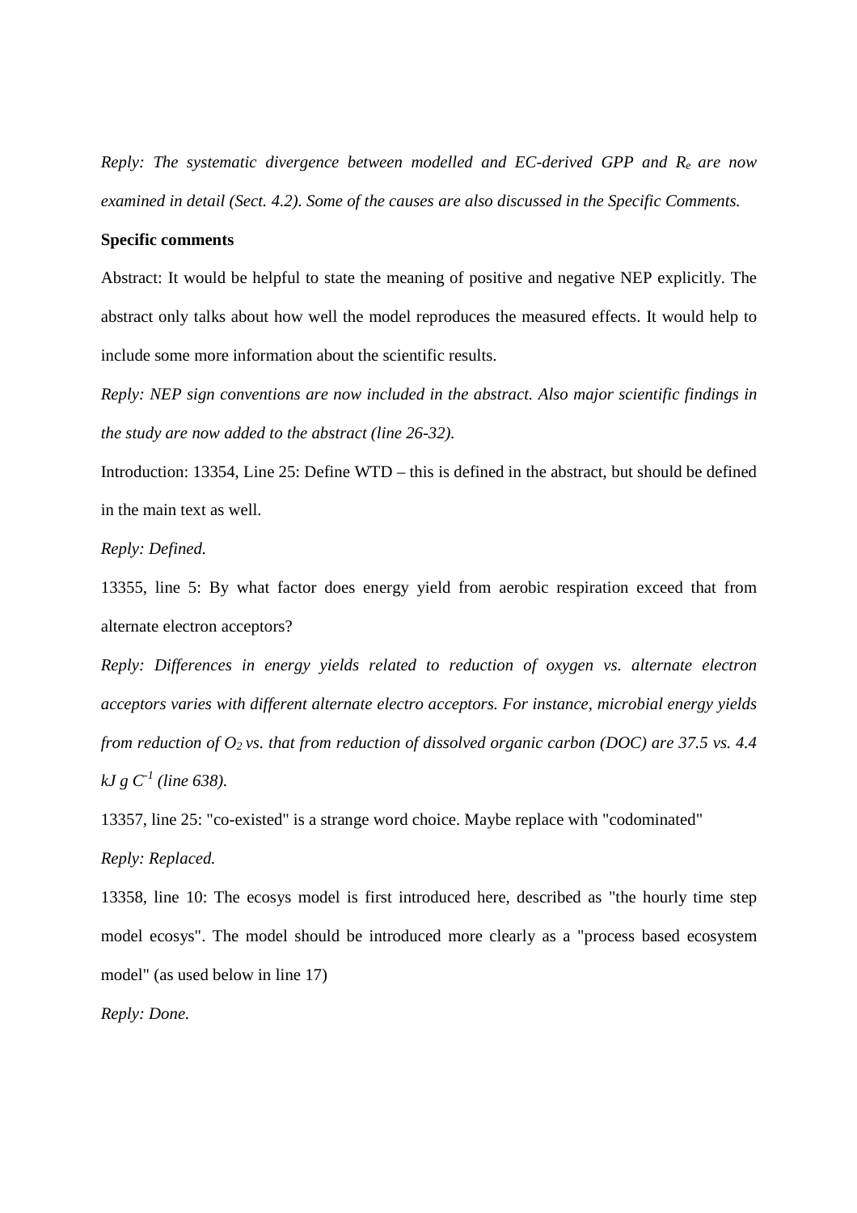*Reply: The systematic divergence between modelled and EC-derived GPP and $R_e$ are now examined in detail (Sect. 4.2). Some of the causes are also discussed in the Specific Comments.*

**Specific comments**

Abstract: It would be helpful to state the meaning of positive and negative NEP explicitly. The abstract only talks about how well the model reproduces the measured effects. It would help to include some more information about the scientific results.

*Reply: NEP sign conventions are now included in the abstract. Also major scientific findings in the study are now added to the abstract (line 26-32).*

Introduction: 13354, Line 25: Define WTD – this is defined in the abstract, but should be defined in the main text as well.

*Reply: Defined.*

13355, line 5: By what factor does energy yield from aerobic respiration exceed that from alternate electron acceptors?

*Reply: Differences in energy yields related to reduction of oxygen vs. alternate electron acceptors varies with different alternate electro acceptors. For instance, microbial energy yields from reduction of $O_2$ vs. that from reduction of dissolved organic carbon (DOC) are 37.5 vs. 4.4 kJ g $C^{-1}$ (line 638).*

13357, line 25: "co-existed" is a strange word choice. Maybe replace with "codominated"

*Reply: Replaced.*

13358, line 10: The ecosys model is first introduced here, described as "the hourly time step model ecosys". The model should be introduced more clearly as a "process based ecosystem model" (as used below in line 17)

*Reply: Done.*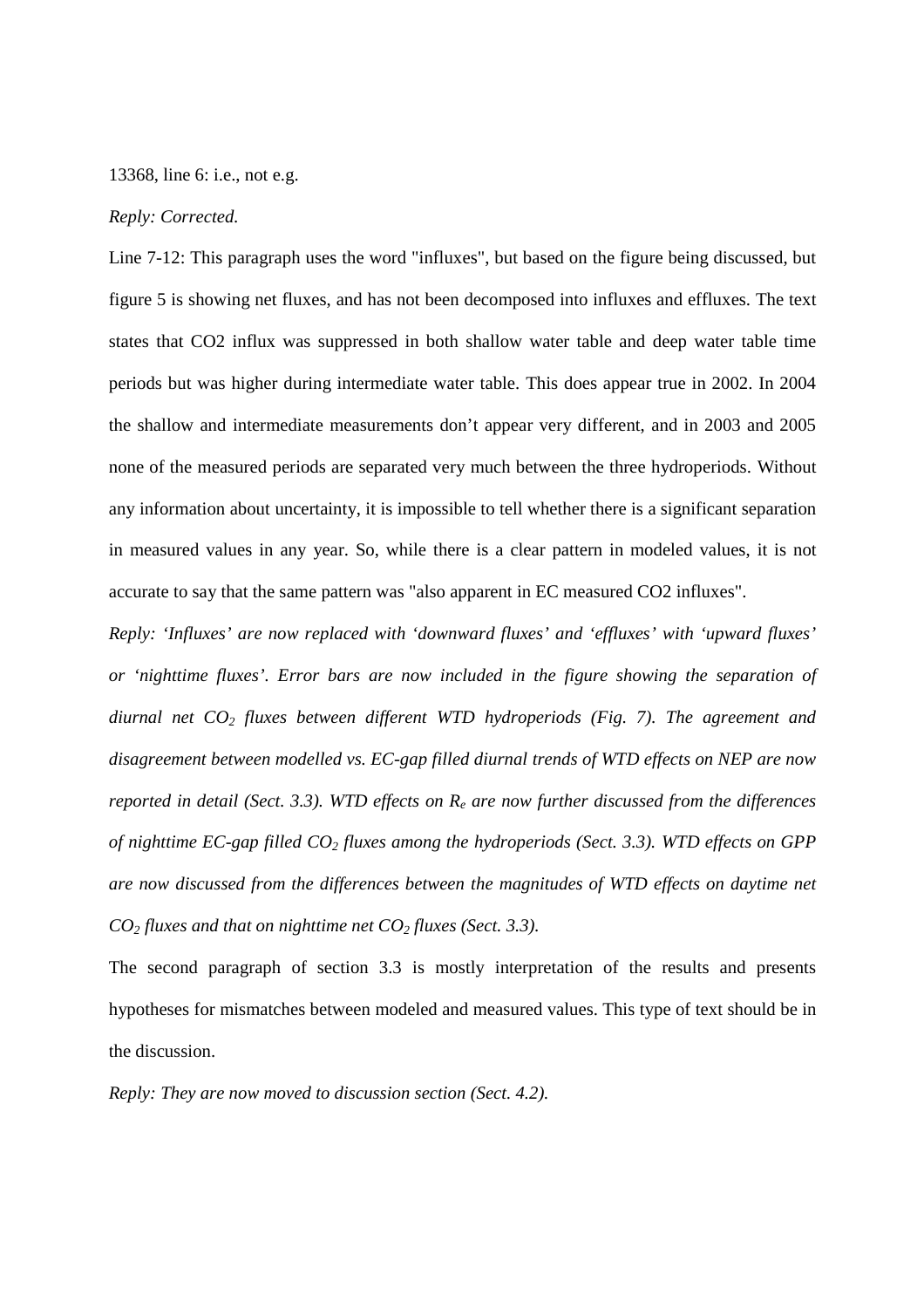13368, line 6: i.e., not e.g.

*Reply: Corrected.*

Line 7-12: This paragraph uses the word "influxes", but based on the figure being discussed, but figure 5 is showing net fluxes, and has not been decomposed into influxes and effluxes. The text states that CO2 influx was suppressed in both shallow water table and deep water table time periods but was higher during intermediate water table. This does appear true in 2002. In 2004 the shallow and intermediate measurements don't appear very different, and in 2003 and 2005 none of the measured periods are separated very much between the three hydroperiods. Without any information about uncertainty, it is impossible to tell whether there is a significant separation in measured values in any year. So, while there is a clear pattern in modeled values, it is not accurate to say that the same pattern was "also apparent in EC measured CO2 influxes".

*Reply: 'Influxes' are now replaced with 'downward fluxes' and 'effluxes' with 'upward fluxes' or 'nighttime fluxes'. Error bars are now included in the figure showing the separation of diurnal net $CO_2$ fluxes between different WTD hydroperiods (Fig. 7). The agreement and disagreement between modelled vs. EC-gap filled diurnal trends of WTD effects on NEP are now reported in detail (Sect. 3.3). WTD effects on $R_e$ are now further discussed from the differences of nighttime EC-gap filled $CO_2$ fluxes among the hydroperiods (Sect. 3.3). WTD effects on GPP are now discussed from the differences between the magnitudes of WTD effects on daytime net $CO_2$ fluxes and that on nighttime net $CO_2$ fluxes (Sect. 3.3).*

The second paragraph of section 3.3 is mostly interpretation of the results and presents hypotheses for mismatches between modeled and measured values. This type of text should be in the discussion.

*Reply: They are now moved to discussion section (Sect. 4.2).*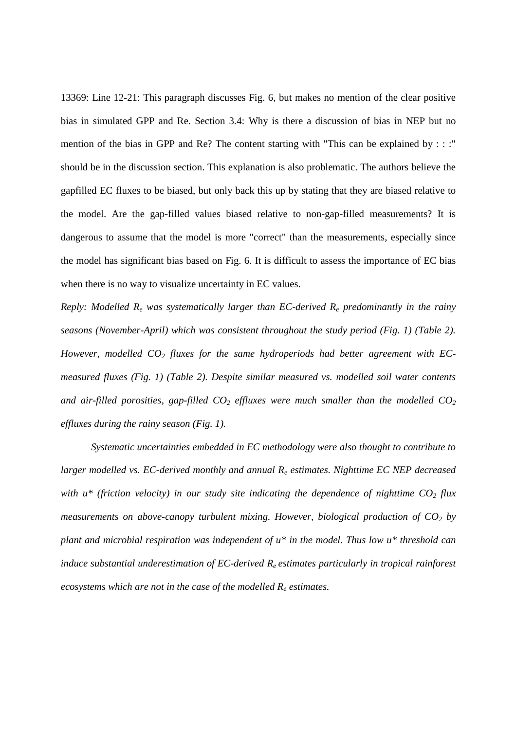13369: Line 12-21: This paragraph discusses Fig. 6, but makes no mention of the clear positive bias in simulated GPP and Re. Section 3.4: Why is there a discussion of bias in NEP but no mention of the bias in GPP and Re? The content starting with "This can be explained by : : :" should be in the discussion section. This explanation is also problematic. The authors believe the gapfilled EC fluxes to be biased, but only back this up by stating that they are biased relative to the model. Are the gap-filled values biased relative to non-gap-filled measurements? It is dangerous to assume that the model is more "correct" than the measurements, especially since the model has significant bias based on Fig. 6. It is difficult to assess the importance of EC bias when there is no way to visualize uncertainty in EC values.

*Reply: Modelled $R_e$ was systematically larger than EC-derived $R_e$ predominantly in the rainy seasons (November-April) which was consistent throughout the study period (Fig. 1) (Table 2). However, modelled $CO_2$ fluxes for the same hydroperiods had better agreement with EC-measured fluxes (Fig. 1) (Table 2). Despite similar measured vs. modelled soil water contents and air-filled porosities, gap-filled $CO_2$ effluxes were much smaller than the modelled $CO_2$ effluxes during the rainy season (Fig. 1).*

*Systematic uncertainties embedded in EC methodology were also thought to contribute to larger modelled vs. EC-derived monthly and annual $R_e$ estimates. Nighttime EC NEP decreased with $u^*$ (friction velocity) in our study site indicating the dependence of nighttime $CO_2$ flux measurements on above-canopy turbulent mixing. However, biological production of $CO_2$ by plant and microbial respiration was independent of $u^*$ in the model. Thus low $u^*$ threshold can induce substantial underestimation of EC-derived $R_e$ estimates particularly in tropical rainforest ecosystems which are not in the case of the modelled $R_e$ estimates.*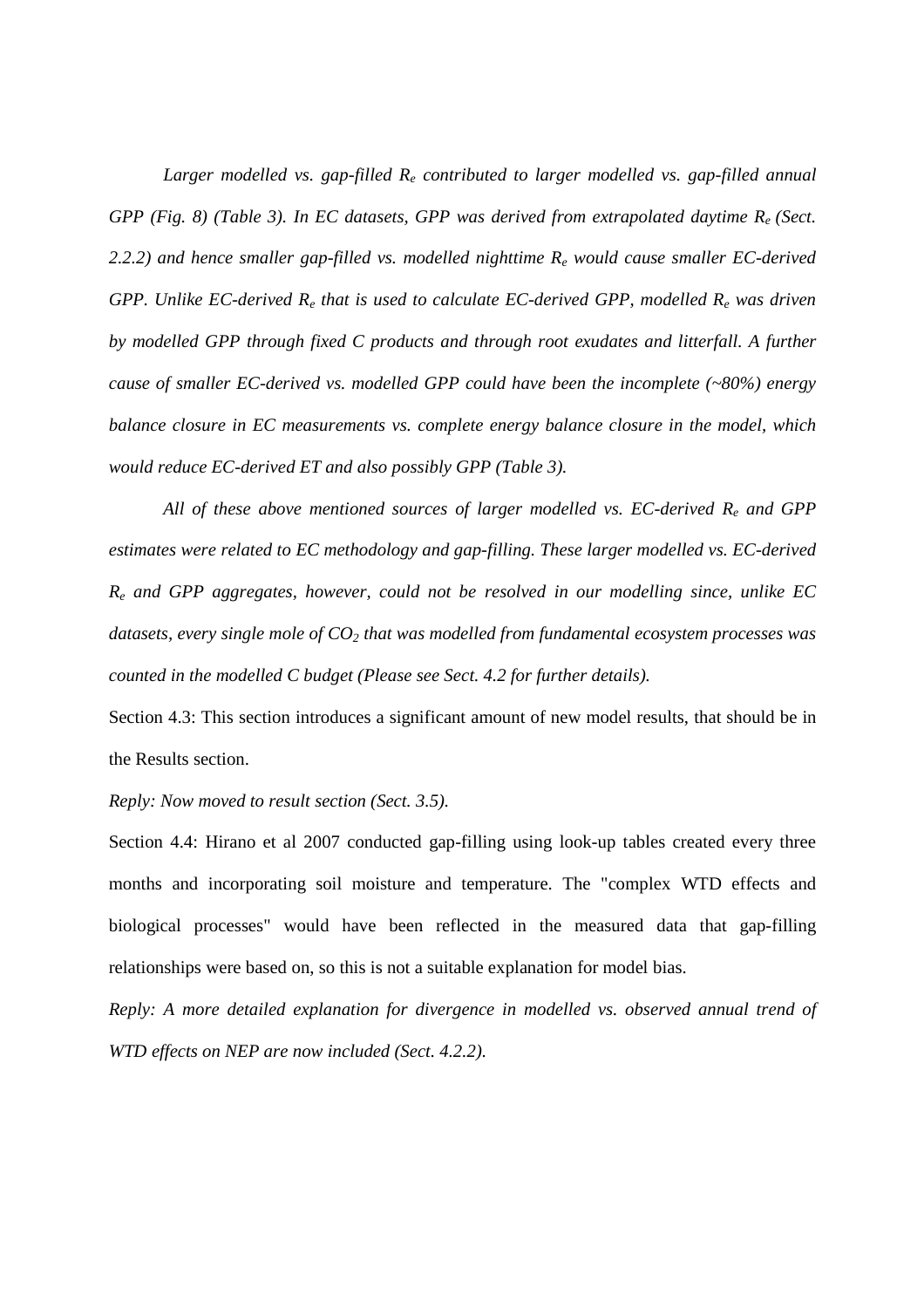*Larger modelled vs. gap-filled $R_e$ contributed to larger modelled vs. gap-filled annual GPP (Fig. 8) (Table 3). In EC datasets, GPP was derived from extrapolated daytime $R_e$ (Sect. 2.2.2) and hence smaller gap-filled vs. modelled nighttime $R_e$ would cause smaller EC-derived GPP. Unlike EC-derived $R_e$ that is used to calculate EC-derived GPP, modelled $R_e$ was driven by modelled GPP through fixed C products and through root exudates and litterfall. A further cause of smaller EC-derived vs. modelled GPP could have been the incomplete (~80%) energy balance closure in EC measurements vs. complete energy balance closure in the model, which would reduce EC-derived ET and also possibly GPP (Table 3).*

*All of these above mentioned sources of larger modelled vs. EC-derived $R_e$ and GPP estimates were related to EC methodology and gap-filling. These larger modelled vs. EC-derived $R_e$ and GPP aggregates, however, could not be resolved in our modelling since, unlike EC datasets, every single mole of $CO_2$ that was modelled from fundamental ecosystem processes was counted in the modelled C budget (Please see Sect. 4.2 for further details).*

Section 4.3: This section introduces a significant amount of new model results, that should be in the Results section.

*Reply: Now moved to result section (Sect. 3.5).*

Section 4.4: Hirano et al 2007 conducted gap-filling using look-up tables created every three months and incorporating soil moisture and temperature. The "complex WTD effects and biological processes" would have been reflected in the measured data that gap-filling relationships were based on, so this is not a suitable explanation for model bias.

*Reply: A more detailed explanation for divergence in modelled vs. observed annual trend of WTD effects on NEP are now included (Sect. 4.2.2).*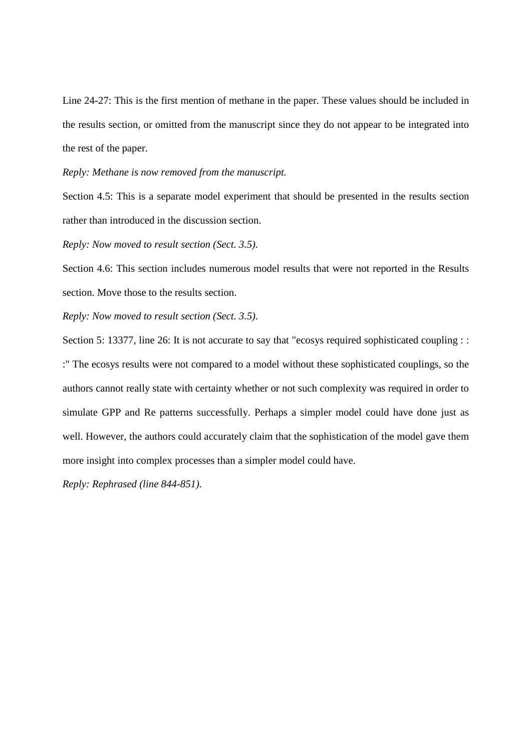Line 24-27: This is the first mention of methane in the paper. These values should be included in the results section, or omitted from the manuscript since they do not appear to be integrated into the rest of the paper.

*Reply: Methane is now removed from the manuscript.*

Section 4.5: This is a separate model experiment that should be presented in the results section rather than introduced in the discussion section.

*Reply: Now moved to result section (Sect. 3.5).*

Section 4.6: This section includes numerous model results that were not reported in the Results section. Move those to the results section.

*Reply: Now moved to result section (Sect. 3.5).*

Section 5: 13377, line 26: It is not accurate to say that "ecosys required sophisticated coupling : : :" The ecosys results were not compared to a model without these sophisticated couplings, so the authors cannot really state with certainty whether or not such complexity was required in order to simulate GPP and Re patterns successfully. Perhaps a simpler model could have done just as well. However, the authors could accurately claim that the sophistication of the model gave them more insight into complex processes than a simpler model could have.

*Reply: Rephrased (line 844-851).*